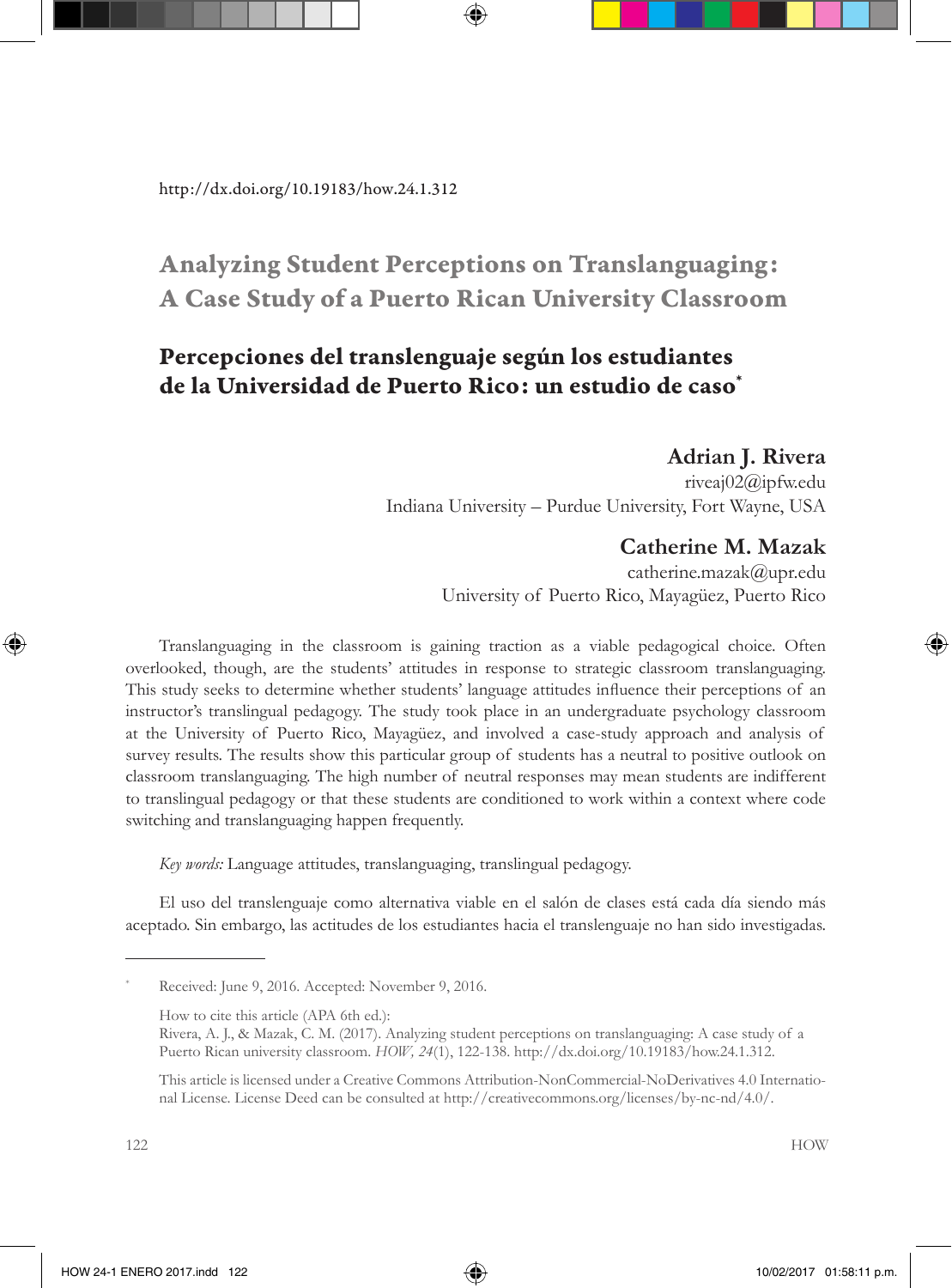http://dx.doi.org/10.19183/how.24.1.312

# Analyzing Student Perceptions on Translanguaging: A Case Study of a Puerto Rican University Classroom

## Percepciones del translenguaje según los estudiantes de la Universidad de Puerto Rico: un estudio de caso*

**Adrian J. Rivera**
riveaj02@ipfw.edu
Indiana University – Purdue University, Fort Wayne, USA

**Catherine M. Mazak**
catherine.mazak@upr.edu
University of Puerto Rico, Mayagüez, Puerto Rico

Translanguaging in the classroom is gaining traction as a viable pedagogical choice. Often overlooked, though, are the students' attitudes in response to strategic classroom translanguaging. This study seeks to determine whether students' language attitudes influence their perceptions of an instructor's translingual pedagogy. The study took place in an undergraduate psychology classroom at the University of Puerto Rico, Mayagüez, and involved a case-study approach and analysis of survey results. The results show this particular group of students has a neutral to positive outlook on classroom translanguaging. The high number of neutral responses may mean students are indifferent to translingual pedagogy or that these students are conditioned to work within a context where code switching and translanguaging happen frequently.

*Key words:* Language attitudes, translanguaging, translingual pedagogy.

El uso del translenguaje como alternativa viable en el salón de clases está cada día siendo más aceptado. Sin embargo, las actitudes de los estudiantes hacia el translenguaje no han sido investigadas.

---

* Received: June 9, 2016. Accepted: November 9, 2016.

How to cite this article (APA 6th ed.):
Rivera, A. J., & Mazak, C. M. (2017). Analyzing student perceptions on translanguaging: A case study of a Puerto Rican university classroom. *HOW, 24*(1), 122-138. http://dx.doi.org/10.19183/how.24.1.312.

This article is licensed under a Creative Commons Attribution-NonCommercial-NoDerivatives 4.0 International License. License Deed can be consulted at http://creativecommons.org/licenses/by-nc-nd/4.0/.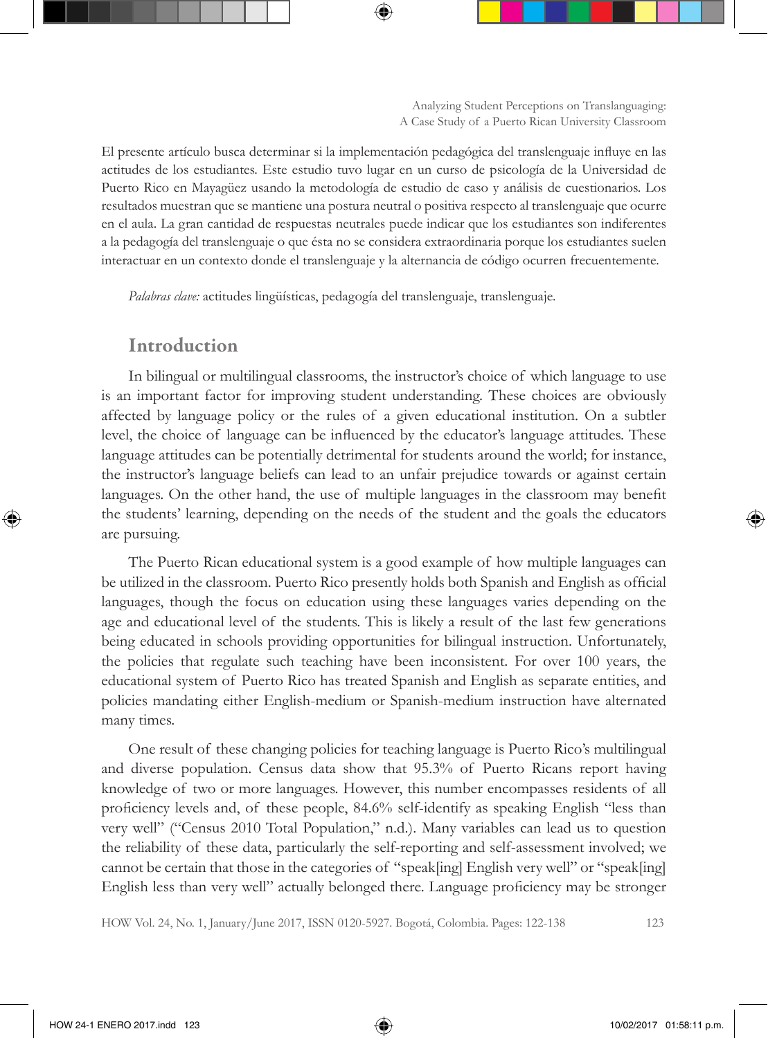El presente artículo busca determinar si la implementación pedagógica del translenguaje influye en las actitudes de los estudiantes. Este estudio tuvo lugar en un curso de psicología de la Universidad de Puerto Rico en Mayagüez usando la metodología de estudio de caso y análisis de cuestionarios. Los resultados muestran que se mantiene una postura neutral o positiva respecto al translenguaje que ocurre en el aula. La gran cantidad de respuestas neutrales puede indicar que los estudiantes son indiferentes a la pedagogía del translenguaje o que ésta no se considera extraordinaria porque los estudiantes suelen interactuar en un contexto donde el translenguaje y la alternancia de código ocurren frecuentemente.

*Palabras clave:* actitudes lingüísticas, pedagogía del translenguaje, translenguaje.

## Introduction

In bilingual or multilingual classrooms, the instructor's choice of which language to use is an important factor for improving student understanding. These choices are obviously affected by language policy or the rules of a given educational institution. On a subtler level, the choice of language can be influenced by the educator's language attitudes. These language attitudes can be potentially detrimental for students around the world; for instance, the instructor's language beliefs can lead to an unfair prejudice towards or against certain languages. On the other hand, the use of multiple languages in the classroom may benefit the students' learning, depending on the needs of the student and the goals the educators are pursuing.

The Puerto Rican educational system is a good example of how multiple languages can be utilized in the classroom. Puerto Rico presently holds both Spanish and English as official languages, though the focus on education using these languages varies depending on the age and educational level of the students. This is likely a result of the last few generations being educated in schools providing opportunities for bilingual instruction. Unfortunately, the policies that regulate such teaching have been inconsistent. For over 100 years, the educational system of Puerto Rico has treated Spanish and English as separate entities, and policies mandating either English-medium or Spanish-medium instruction have alternated many times.

One result of these changing policies for teaching language is Puerto Rico's multilingual and diverse population. Census data show that 95.3% of Puerto Ricans report having knowledge of two or more languages. However, this number encompasses residents of all proficiency levels and, of these people, 84.6% self-identify as speaking English "less than very well" ("Census 2010 Total Population," n.d.). Many variables can lead us to question the reliability of these data, particularly the self-reporting and self-assessment involved; we cannot be certain that those in the categories of "speak[ing] English very well" or "speak[ing] English less than very well" actually belonged there. Language proficiency may be stronger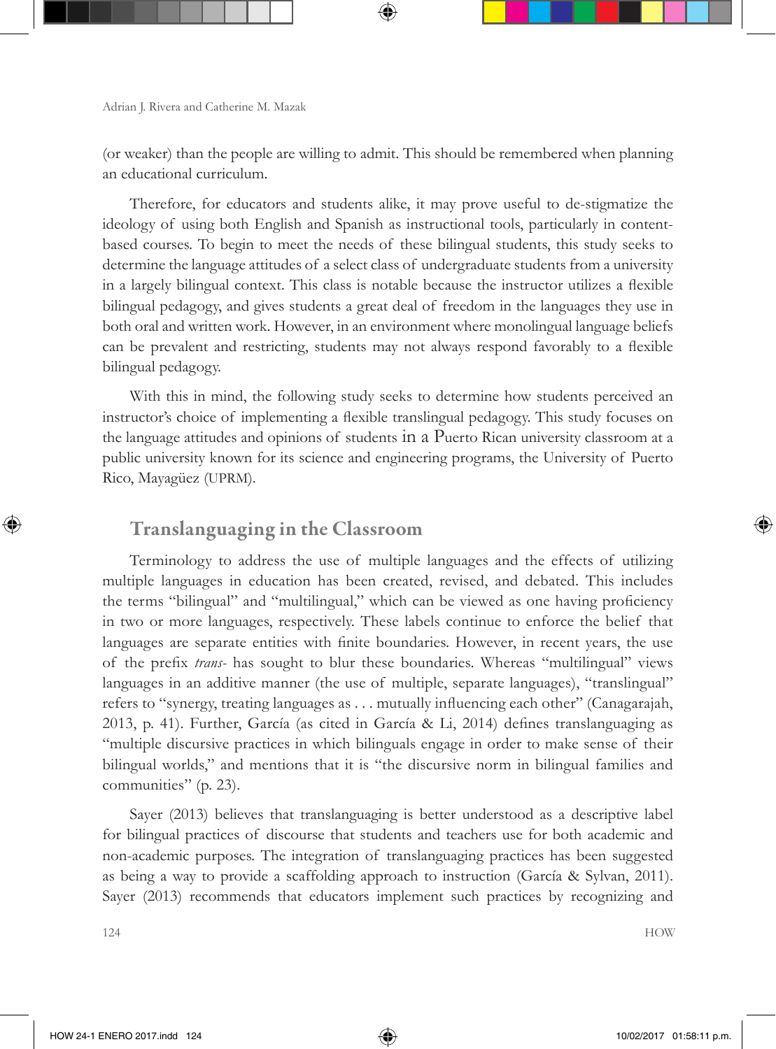(or weaker) than the people are willing to admit. This should be remembered when planning an educational curriculum.

Therefore, for educators and students alike, it may prove useful to de-stigmatize the ideology of using both English and Spanish as instructional tools, particularly in content-based courses. To begin to meet the needs of these bilingual students, this study seeks to determine the language attitudes of a select class of undergraduate students from a university in a largely bilingual context. This class is notable because the instructor utilizes a flexible bilingual pedagogy, and gives students a great deal of freedom in the languages they use in both oral and written work. However, in an environment where monolingual language beliefs can be prevalent and restricting, students may not always respond favorably to a flexible bilingual pedagogy.

With this in mind, the following study seeks to determine how students perceived an instructor's choice of implementing a flexible translingual pedagogy. This study focuses on the language attitudes and opinions of students in a Puerto Rican university classroom at a public university known for its science and engineering programs, the University of Puerto Rico, Mayagüez (UPRM).

## Translanguaging in the Classroom

Terminology to address the use of multiple languages and the effects of utilizing multiple languages in education has been created, revised, and debated. This includes the terms "bilingual" and "multilingual," which can be viewed as one having proficiency in two or more languages, respectively. These labels continue to enforce the belief that languages are separate entities with finite boundaries. However, in recent years, the use of the prefix *trans-* has sought to blur these boundaries. Whereas "multilingual" views languages in an additive manner (the use of multiple, separate languages), "translingual" refers to "synergy, treating languages as . . . mutually influencing each other" (Canagarajah, 2013, p. 41). Further, García (as cited in García & Li, 2014) defines translanguaging as "multiple discursive practices in which bilinguals engage in order to make sense of their bilingual worlds," and mentions that it is "the discursive norm in bilingual families and communities" (p. 23).

Sayer (2013) believes that translanguaging is better understood as a descriptive label for bilingual practices of discourse that students and teachers use for both academic and non-academic purposes. The integration of translanguaging practices has been suggested as being a way to provide a scaffolding approach to instruction (García & Sylvan, 2011). Sayer (2013) recommends that educators implement such practices by recognizing and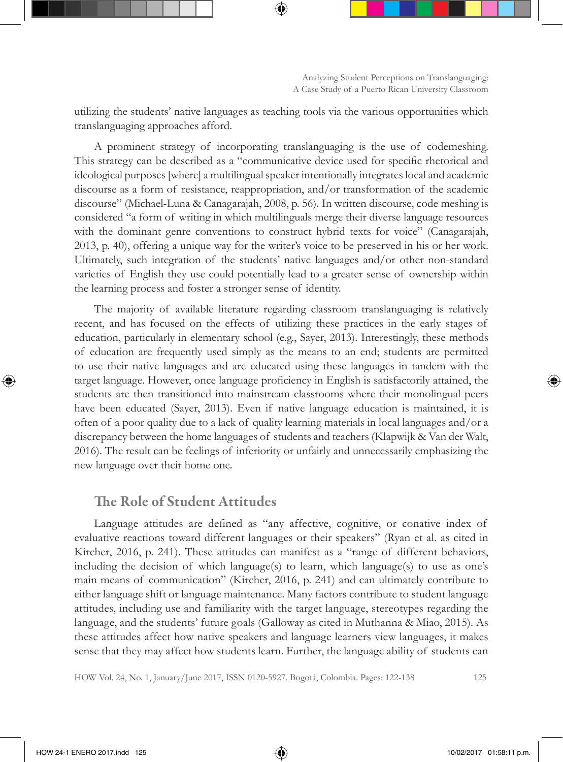utilizing the students' native languages as teaching tools via the various opportunities which translanguaging approaches afford.

A prominent strategy of incorporating translanguaging is the use of codemeshing. This strategy can be described as a "communicative device used for specific rhetorical and ideological purposes [where] a multilingual speaker intentionally integrates local and academic discourse as a form of resistance, reappropriation, and/or transformation of the academic discourse" (Michael-Luna & Canagarajah, 2008, p. 56). In written discourse, code meshing is considered "a form of writing in which multilinguals merge their diverse language resources with the dominant genre conventions to construct hybrid texts for voice" (Canagarajah, 2013, p. 40), offering a unique way for the writer's voice to be preserved in his or her work. Ultimately, such integration of the students' native languages and/or other non-standard varieties of English they use could potentially lead to a greater sense of ownership within the learning process and foster a stronger sense of identity.

The majority of available literature regarding classroom translanguaging is relatively recent, and has focused on the effects of utilizing these practices in the early stages of education, particularly in elementary school (e.g., Sayer, 2013). Interestingly, these methods of education are frequently used simply as the means to an end; students are permitted to use their native languages and are educated using these languages in tandem with the target language. However, once language proficiency in English is satisfactorily attained, the students are then transitioned into mainstream classrooms where their monolingual peers have been educated (Sayer, 2013). Even if native language education is maintained, it is often of a poor quality due to a lack of quality learning materials in local languages and/or a discrepancy between the home languages of students and teachers (Klapwijk & Van der Walt, 2016). The result can be feelings of inferiority or unfairly and unnecessarily emphasizing the new language over their home one.

## The Role of Student Attitudes

Language attitudes are defined as "any affective, cognitive, or conative index of evaluative reactions toward different languages or their speakers" (Ryan et al. as cited in Kircher, 2016, p. 241). These attitudes can manifest as a "range of different behaviors, including the decision of which language(s) to learn, which language(s) to use as one's main means of communication" (Kircher, 2016, p. 241) and can ultimately contribute to either language shift or language maintenance. Many factors contribute to student language attitudes, including use and familiarity with the target language, stereotypes regarding the language, and the students' future goals (Galloway as cited in Muthanna & Miao, 2015). As these attitudes affect how native speakers and language learners view languages, it makes sense that they may affect how students learn. Further, the language ability of students can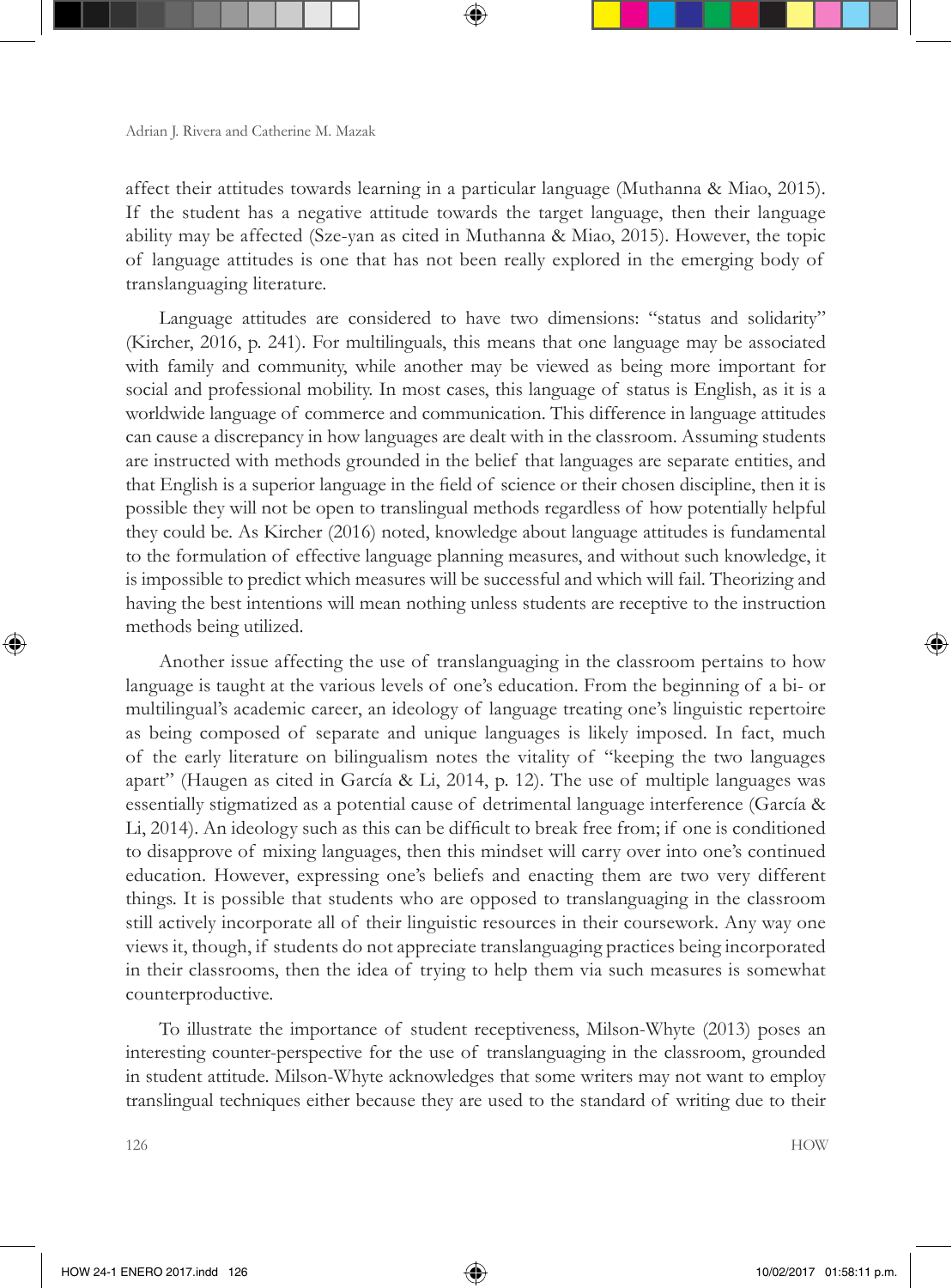affect their attitudes towards learning in a particular language (Muthanna & Miao, 2015). If the student has a negative attitude towards the target language, then their language ability may be affected (Sze-yan as cited in Muthanna & Miao, 2015). However, the topic of language attitudes is one that has not been really explored in the emerging body of translanguaging literature.

Language attitudes are considered to have two dimensions: "status and solidarity" (Kircher, 2016, p. 241). For multilinguals, this means that one language may be associated with family and community, while another may be viewed as being more important for social and professional mobility. In most cases, this language of status is English, as it is a worldwide language of commerce and communication. This difference in language attitudes can cause a discrepancy in how languages are dealt with in the classroom. Assuming students are instructed with methods grounded in the belief that languages are separate entities, and that English is a superior language in the field of science or their chosen discipline, then it is possible they will not be open to translingual methods regardless of how potentially helpful they could be. As Kircher (2016) noted, knowledge about language attitudes is fundamental to the formulation of effective language planning measures, and without such knowledge, it is impossible to predict which measures will be successful and which will fail. Theorizing and having the best intentions will mean nothing unless students are receptive to the instruction methods being utilized.

Another issue affecting the use of translanguaging in the classroom pertains to how language is taught at the various levels of one's education. From the beginning of a bi- or multilingual's academic career, an ideology of language treating one's linguistic repertoire as being composed of separate and unique languages is likely imposed. In fact, much of the early literature on bilingualism notes the vitality of "keeping the two languages apart" (Haugen as cited in García & Li, 2014, p. 12). The use of multiple languages was essentially stigmatized as a potential cause of detrimental language interference (García & Li, 2014). An ideology such as this can be difficult to break free from; if one is conditioned to disapprove of mixing languages, then this mindset will carry over into one's continued education. However, expressing one's beliefs and enacting them are two very different things. It is possible that students who are opposed to translanguaging in the classroom still actively incorporate all of their linguistic resources in their coursework. Any way one views it, though, if students do not appreciate translanguaging practices being incorporated in their classrooms, then the idea of trying to help them via such measures is somewhat counterproductive.

To illustrate the importance of student receptiveness, Milson-Whyte (2013) poses an interesting counter-perspective for the use of translanguaging in the classroom, grounded in student attitude. Milson-Whyte acknowledges that some writers may not want to employ translingual techniques either because they are used to the standard of writing due to their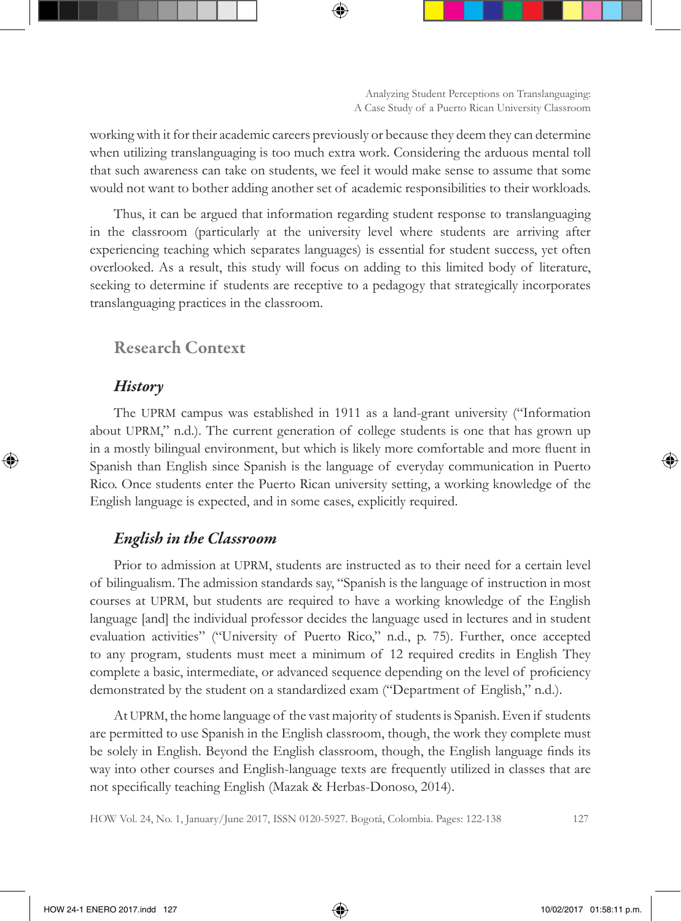working with it for their academic careers previously or because they deem they can determine when utilizing translanguaging is too much extra work. Considering the arduous mental toll that such awareness can take on students, we feel it would make sense to assume that some would not want to bother adding another set of academic responsibilities to their workloads.

Thus, it can be argued that information regarding student response to translanguaging in the classroom (particularly at the university level where students are arriving after experiencing teaching which separates languages) is essential for student success, yet often overlooked. As a result, this study will focus on adding to this limited body of literature, seeking to determine if students are receptive to a pedagogy that strategically incorporates translanguaging practices in the classroom.

## Research Context

### *History*

The UPRM campus was established in 1911 as a land-grant university ("Information about UPRM," n.d.). The current generation of college students is one that has grown up in a mostly bilingual environment, but which is likely more comfortable and more fluent in Spanish than English since Spanish is the language of everyday communication in Puerto Rico. Once students enter the Puerto Rican university setting, a working knowledge of the English language is expected, and in some cases, explicitly required.

### *English in the Classroom*

Prior to admission at UPRM, students are instructed as to their need for a certain level of bilingualism. The admission standards say, "Spanish is the language of instruction in most courses at UPRM, but students are required to have a working knowledge of the English language [and] the individual professor decides the language used in lectures and in student evaluation activities" ("University of Puerto Rico," n.d., p. 75). Further, once accepted to any program, students must meet a minimum of 12 required credits in English They complete a basic, intermediate, or advanced sequence depending on the level of proficiency demonstrated by the student on a standardized exam ("Department of English," n.d.).

At UPRM, the home language of the vast majority of students is Spanish. Even if students are permitted to use Spanish in the English classroom, though, the work they complete must be solely in English. Beyond the English classroom, though, the English language finds its way into other courses and English-language texts are frequently utilized in classes that are not specifically teaching English (Mazak & Herbas-Donoso, 2014).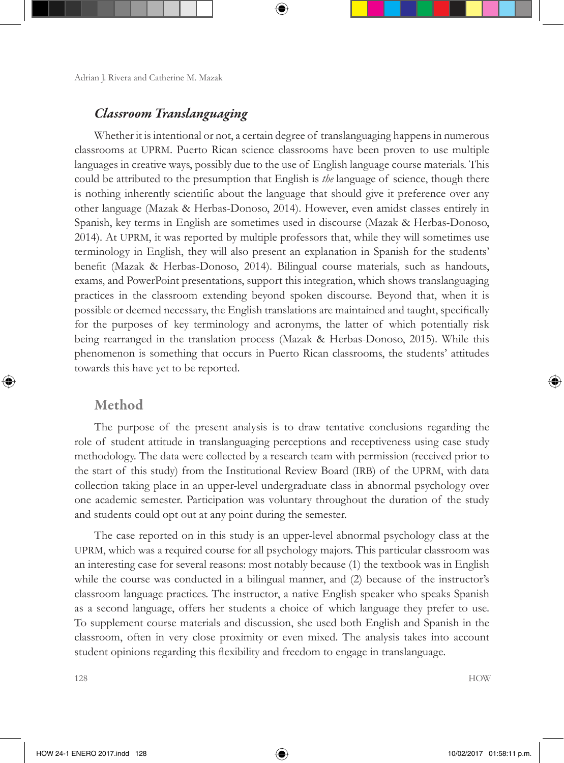## *Classroom Translanguaging*

Whether it is intentional or not, a certain degree of translanguaging happens in numerous classrooms at UPRM. Puerto Rican science classrooms have been proven to use multiple languages in creative ways, possibly due to the use of English language course materials. This could be attributed to the presumption that English is *the* language of science, though there is nothing inherently scientific about the language that should give it preference over any other language (Mazak & Herbas-Donoso, 2014). However, even amidst classes entirely in Spanish, key terms in English are sometimes used in discourse (Mazak & Herbas-Donoso, 2014). At UPRM, it was reported by multiple professors that, while they will sometimes use terminology in English, they will also present an explanation in Spanish for the students' benefit (Mazak & Herbas-Donoso, 2014). Bilingual course materials, such as handouts, exams, and PowerPoint presentations, support this integration, which shows translanguaging practices in the classroom extending beyond spoken discourse. Beyond that, when it is possible or deemed necessary, the English translations are maintained and taught, specifically for the purposes of key terminology and acronyms, the latter of which potentially risk being rearranged in the translation process (Mazak & Herbas-Donoso, 2015). While this phenomenon is something that occurs in Puerto Rican classrooms, the students' attitudes towards this have yet to be reported.

## Method

The purpose of the present analysis is to draw tentative conclusions regarding the role of student attitude in translanguaging perceptions and receptiveness using case study methodology. The data were collected by a research team with permission (received prior to the start of this study) from the Institutional Review Board (IRB) of the UPRM, with data collection taking place in an upper-level undergraduate class in abnormal psychology over one academic semester. Participation was voluntary throughout the duration of the study and students could opt out at any point during the semester.

The case reported on in this study is an upper-level abnormal psychology class at the UPRM, which was a required course for all psychology majors. This particular classroom was an interesting case for several reasons: most notably because (1) the textbook was in English while the course was conducted in a bilingual manner, and (2) because of the instructor's classroom language practices. The instructor, a native English speaker who speaks Spanish as a second language, offers her students a choice of which language they prefer to use. To supplement course materials and discussion, she used both English and Spanish in the classroom, often in very close proximity or even mixed. The analysis takes into account student opinions regarding this flexibility and freedom to engage in translanguage.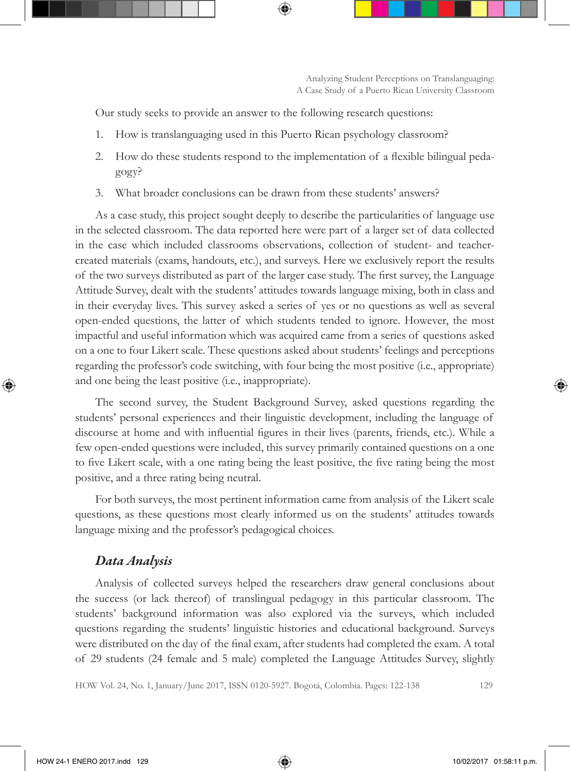Our study seeks to provide an answer to the following research questions:

1. How is translanguaging used in this Puerto Rican psychology classroom?
2. How do these students respond to the implementation of a flexible bilingual pedagogy?
3. What broader conclusions can be drawn from these students' answers?

As a case study, this project sought deeply to describe the particularities of language use in the selected classroom. The data reported here were part of a larger set of data collected in the case which included classrooms observations, collection of student- and teacher-created materials (exams, handouts, etc.), and surveys. Here we exclusively report the results of the two surveys distributed as part of the larger case study. The first survey, the Language Attitude Survey, dealt with the students' attitudes towards language mixing, both in class and in their everyday lives. This survey asked a series of yes or no questions as well as several open-ended questions, the latter of which students tended to ignore. However, the most impactful and useful information which was acquired came from a series of questions asked on a one to four Likert scale. These questions asked about students' feelings and perceptions regarding the professor's code switching, with four being the most positive (i.e., appropriate) and one being the least positive (i.e., inappropriate).

The second survey, the Student Background Survey, asked questions regarding the students' personal experiences and their linguistic development, including the language of discourse at home and with influential figures in their lives (parents, friends, etc.). While a few open-ended questions were included, this survey primarily contained questions on a one to five Likert scale, with a one rating being the least positive, the five rating being the most positive, and a three rating being neutral.

For both surveys, the most pertinent information came from analysis of the Likert scale questions, as these questions most clearly informed us on the students' attitudes towards language mixing and the professor's pedagogical choices.

## *Data Analysis*

Analysis of collected surveys helped the researchers draw general conclusions about the success (or lack thereof) of translingual pedagogy in this particular classroom. The students' background information was also explored via the surveys, which included questions regarding the students' linguistic histories and educational background. Surveys were distributed on the day of the final exam, after students had completed the exam. A total of 29 students (24 female and 5 male) completed the Language Attitudes Survey, slightly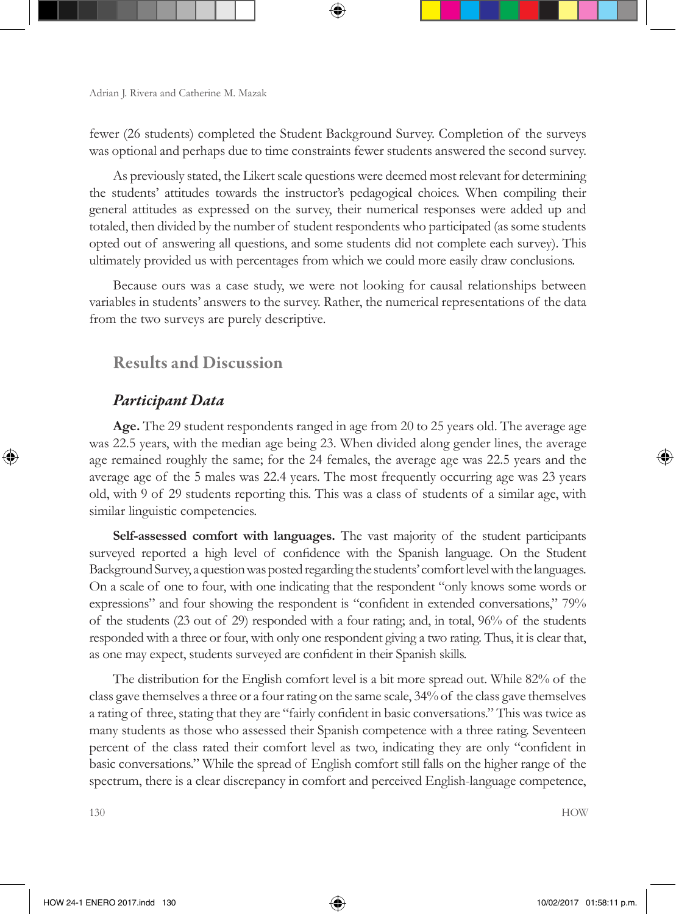fewer (26 students) completed the Student Background Survey. Completion of the surveys was optional and perhaps due to time constraints fewer students answered the second survey.

As previously stated, the Likert scale questions were deemed most relevant for determining the students' attitudes towards the instructor's pedagogical choices. When compiling their general attitudes as expressed on the survey, their numerical responses were added up and totaled, then divided by the number of student respondents who participated (as some students opted out of answering all questions, and some students did not complete each survey). This ultimately provided us with percentages from which we could more easily draw conclusions.

Because ours was a case study, we were not looking for causal relationships between variables in students' answers to the survey. Rather, the numerical representations of the data from the two surveys are purely descriptive.

## Results and Discussion

### *Participant Data*

**Age.** The 29 student respondents ranged in age from 20 to 25 years old. The average age was 22.5 years, with the median age being 23. When divided along gender lines, the average age remained roughly the same; for the 24 females, the average age was 22.5 years and the average age of the 5 males was 22.4 years. The most frequently occurring age was 23 years old, with 9 of 29 students reporting this. This was a class of students of a similar age, with similar linguistic competencies.

**Self-assessed comfort with languages.** The vast majority of the student participants surveyed reported a high level of confidence with the Spanish language. On the Student Background Survey, a question was posted regarding the students' comfort level with the languages. On a scale of one to four, with one indicating that the respondent "only knows some words or expressions" and four showing the respondent is "confident in extended conversations," 79% of the students (23 out of 29) responded with a four rating; and, in total, 96% of the students responded with a three or four, with only one respondent giving a two rating. Thus, it is clear that, as one may expect, students surveyed are confident in their Spanish skills.

The distribution for the English comfort level is a bit more spread out. While 82% of the class gave themselves a three or a four rating on the same scale, 34% of the class gave themselves a rating of three, stating that they are "fairly confident in basic conversations." This was twice as many students as those who assessed their Spanish competence with a three rating. Seventeen percent of the class rated their comfort level as two, indicating they are only "confident in basic conversations." While the spread of English comfort still falls on the higher range of the spectrum, there is a clear discrepancy in comfort and perceived English-language competence,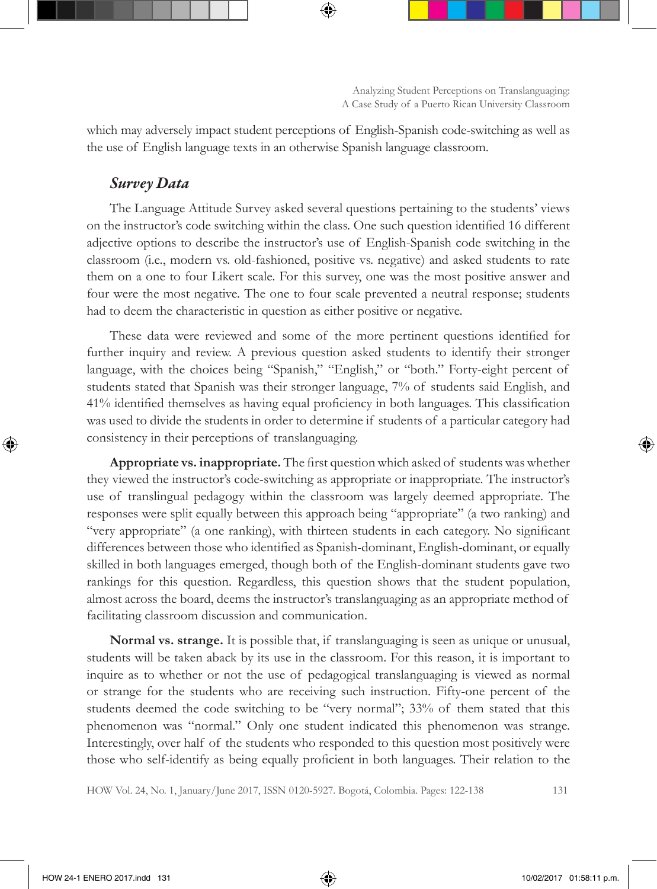which may adversely impact student perceptions of English-Spanish code-switching as well as the use of English language texts in an otherwise Spanish language classroom.

### *Survey Data*

The Language Attitude Survey asked several questions pertaining to the students' views on the instructor's code switching within the class. One such question identified 16 different adjective options to describe the instructor's use of English-Spanish code switching in the classroom (i.e., modern vs. old-fashioned, positive vs. negative) and asked students to rate them on a one to four Likert scale. For this survey, one was the most positive answer and four were the most negative. The one to four scale prevented a neutral response; students had to deem the characteristic in question as either positive or negative.

These data were reviewed and some of the more pertinent questions identified for further inquiry and review. A previous question asked students to identify their stronger language, with the choices being "Spanish," "English," or "both." Forty-eight percent of students stated that Spanish was their stronger language, 7% of students said English, and 41% identified themselves as having equal proficiency in both languages. This classification was used to divide the students in order to determine if students of a particular category had consistency in their perceptions of translanguaging.

**Appropriate vs. inappropriate.** The first question which asked of students was whether they viewed the instructor's code-switching as appropriate or inappropriate. The instructor's use of translingual pedagogy within the classroom was largely deemed appropriate. The responses were split equally between this approach being "appropriate" (a two ranking) and "very appropriate" (a one ranking), with thirteen students in each category. No significant differences between those who identified as Spanish-dominant, English-dominant, or equally skilled in both languages emerged, though both of the English-dominant students gave two rankings for this question. Regardless, this question shows that the student population, almost across the board, deems the instructor's translanguaging as an appropriate method of facilitating classroom discussion and communication.

**Normal vs. strange.** It is possible that, if translanguaging is seen as unique or unusual, students will be taken aback by its use in the classroom. For this reason, it is important to inquire as to whether or not the use of pedagogical translanguaging is viewed as normal or strange for the students who are receiving such instruction. Fifty-one percent of the students deemed the code switching to be "very normal"; 33% of them stated that this phenomenon was "normal." Only one student indicated this phenomenon was strange. Interestingly, over half of the students who responded to this question most positively were those who self-identify as being equally proficient in both languages. Their relation to the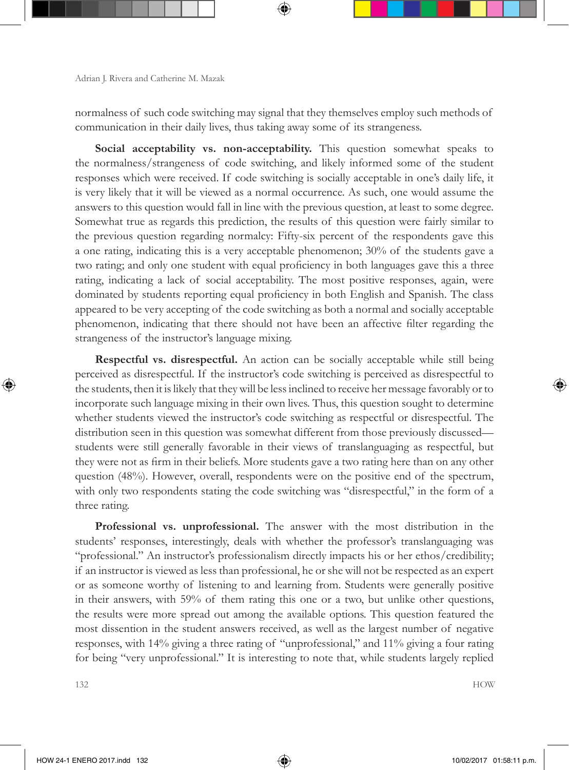normalness of such code switching may signal that they themselves employ such methods of communication in their daily lives, thus taking away some of its strangeness.

**Social acceptability vs. non-acceptability.** This question somewhat speaks to the normalness/strangeness of code switching, and likely informed some of the student responses which were received. If code switching is socially acceptable in one's daily life, it is very likely that it will be viewed as a normal occurrence. As such, one would assume the answers to this question would fall in line with the previous question, at least to some degree. Somewhat true as regards this prediction, the results of this question were fairly similar to the previous question regarding normalcy: Fifty-six percent of the respondents gave this a one rating, indicating this is a very acceptable phenomenon; 30% of the students gave a two rating; and only one student with equal proficiency in both languages gave this a three rating, indicating a lack of social acceptability. The most positive responses, again, were dominated by students reporting equal proficiency in both English and Spanish. The class appeared to be very accepting of the code switching as both a normal and socially acceptable phenomenon, indicating that there should not have been an affective filter regarding the strangeness of the instructor's language mixing.

**Respectful vs. disrespectful.** An action can be socially acceptable while still being perceived as disrespectful. If the instructor's code switching is perceived as disrespectful to the students, then it is likely that they will be less inclined to receive her message favorably or to incorporate such language mixing in their own lives. Thus, this question sought to determine whether students viewed the instructor's code switching as respectful or disrespectful. The distribution seen in this question was somewhat different from those previously discussed—students were still generally favorable in their views of translanguaging as respectful, but they were not as firm in their beliefs. More students gave a two rating here than on any other question (48%). However, overall, respondents were on the positive end of the spectrum, with only two respondents stating the code switching was "disrespectful," in the form of a three rating.

**Professional vs. unprofessional.** The answer with the most distribution in the students' responses, interestingly, deals with whether the professor's translanguaging was "professional." An instructor's professionalism directly impacts his or her ethos/credibility; if an instructor is viewed as less than professional, he or she will not be respected as an expert or as someone worthy of listening to and learning from. Students were generally positive in their answers, with 59% of them rating this one or a two, but unlike other questions, the results were more spread out among the available options. This question featured the most dissention in the student answers received, as well as the largest number of negative responses, with 14% giving a three rating of "unprofessional," and 11% giving a four rating for being "very unprofessional." It is interesting to note that, while students largely replied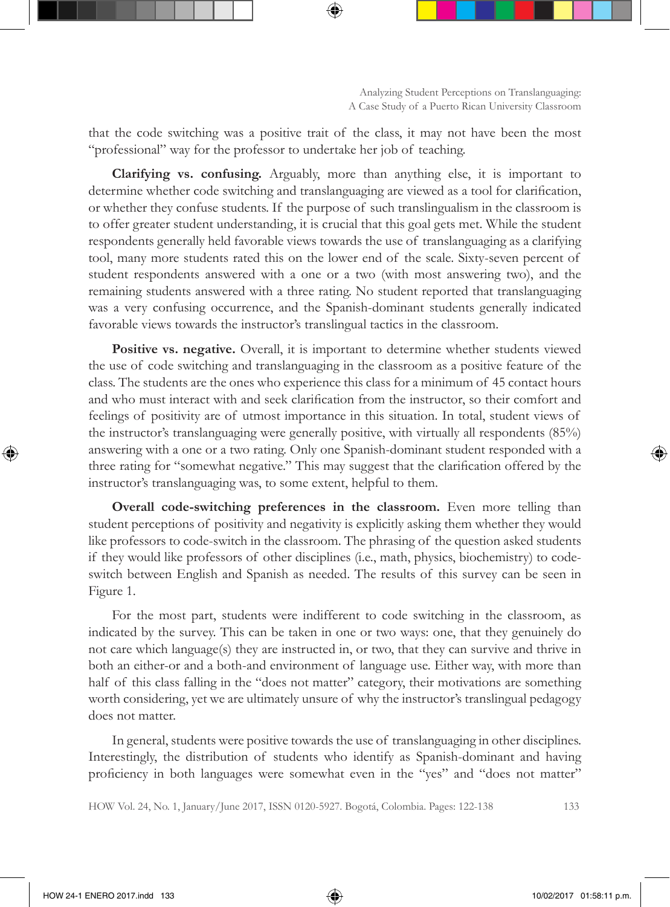that the code switching was a positive trait of the class, it may not have been the most "professional" way for the professor to undertake her job of teaching.

**Clarifying vs. confusing.** Arguably, more than anything else, it is important to determine whether code switching and translanguaging are viewed as a tool for clarification, or whether they confuse students. If the purpose of such translingualism in the classroom is to offer greater student understanding, it is crucial that this goal gets met. While the student respondents generally held favorable views towards the use of translanguaging as a clarifying tool, many more students rated this on the lower end of the scale. Sixty-seven percent of student respondents answered with a one or a two (with most answering two), and the remaining students answered with a three rating. No student reported that translanguaging was a very confusing occurrence, and the Spanish-dominant students generally indicated favorable views towards the instructor's translingual tactics in the classroom.

**Positive vs. negative.** Overall, it is important to determine whether students viewed the use of code switching and translanguaging in the classroom as a positive feature of the class. The students are the ones who experience this class for a minimum of 45 contact hours and who must interact with and seek clarification from the instructor, so their comfort and feelings of positivity are of utmost importance in this situation. In total, student views of the instructor's translanguaging were generally positive, with virtually all respondents (85%) answering with a one or a two rating. Only one Spanish-dominant student responded with a three rating for "somewhat negative." This may suggest that the clarification offered by the instructor's translanguaging was, to some extent, helpful to them.

**Overall code-switching preferences in the classroom.** Even more telling than student perceptions of positivity and negativity is explicitly asking them whether they would like professors to code-switch in the classroom. The phrasing of the question asked students if they would like professors of other disciplines (i.e., math, physics, biochemistry) to code-switch between English and Spanish as needed. The results of this survey can be seen in Figure 1.

For the most part, students were indifferent to code switching in the classroom, as indicated by the survey. This can be taken in one or two ways: one, that they genuinely do not care which language(s) they are instructed in, or two, that they can survive and thrive in both an either-or and a both-and environment of language use. Either way, with more than half of this class falling in the "does not matter" category, their motivations are something worth considering, yet we are ultimately unsure of why the instructor's translingual pedagogy does not matter.

In general, students were positive towards the use of translanguaging in other disciplines. Interestingly, the distribution of students who identify as Spanish-dominant and having proficiency in both languages were somewhat even in the "yes" and "does not matter"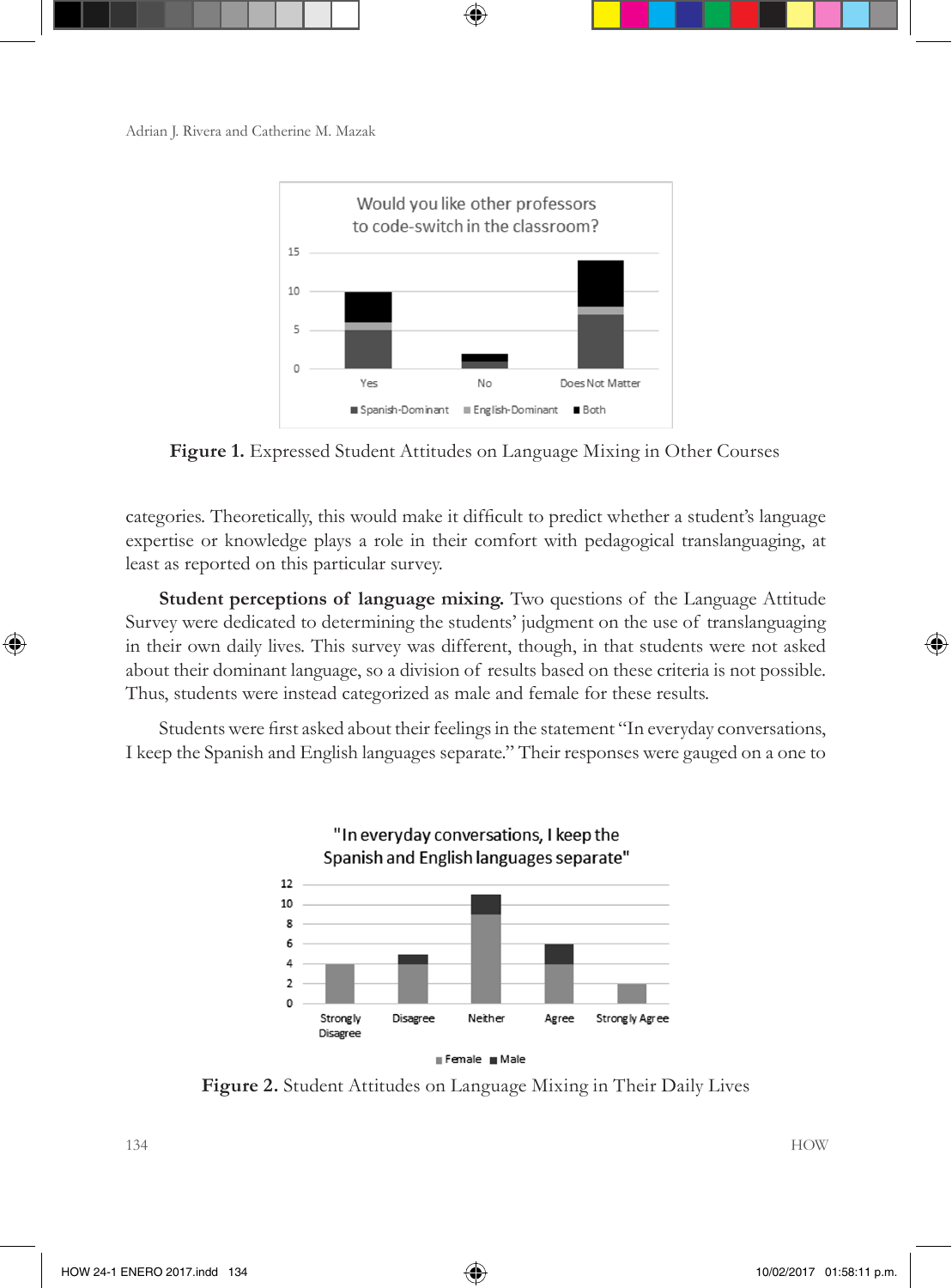Figure 1. Expressed Student Attitudes on Language Mixing in Other Courses

categories. Theoretically, this would make it difficult to predict whether a student's language expertise or knowledge plays a role in their comfort with pedagogical translanguaging, at least as reported on this particular survey.

**Student perceptions of language mixing.** Two questions of the Language Attitude Survey were dedicated to determining the students' judgment on the use of translanguaging in their own daily lives. This survey was different, though, in that students were not asked about their dominant language, so a division of results based on these criteria is not possible. Thus, students were instead categorized as male and female for these results.

Students were first asked about their feelings in the statement "In everyday conversations, I keep the Spanish and English languages separate." Their responses were gauged on a one to

Figure 2. Student Attitudes on Language Mixing in Their Daily Lives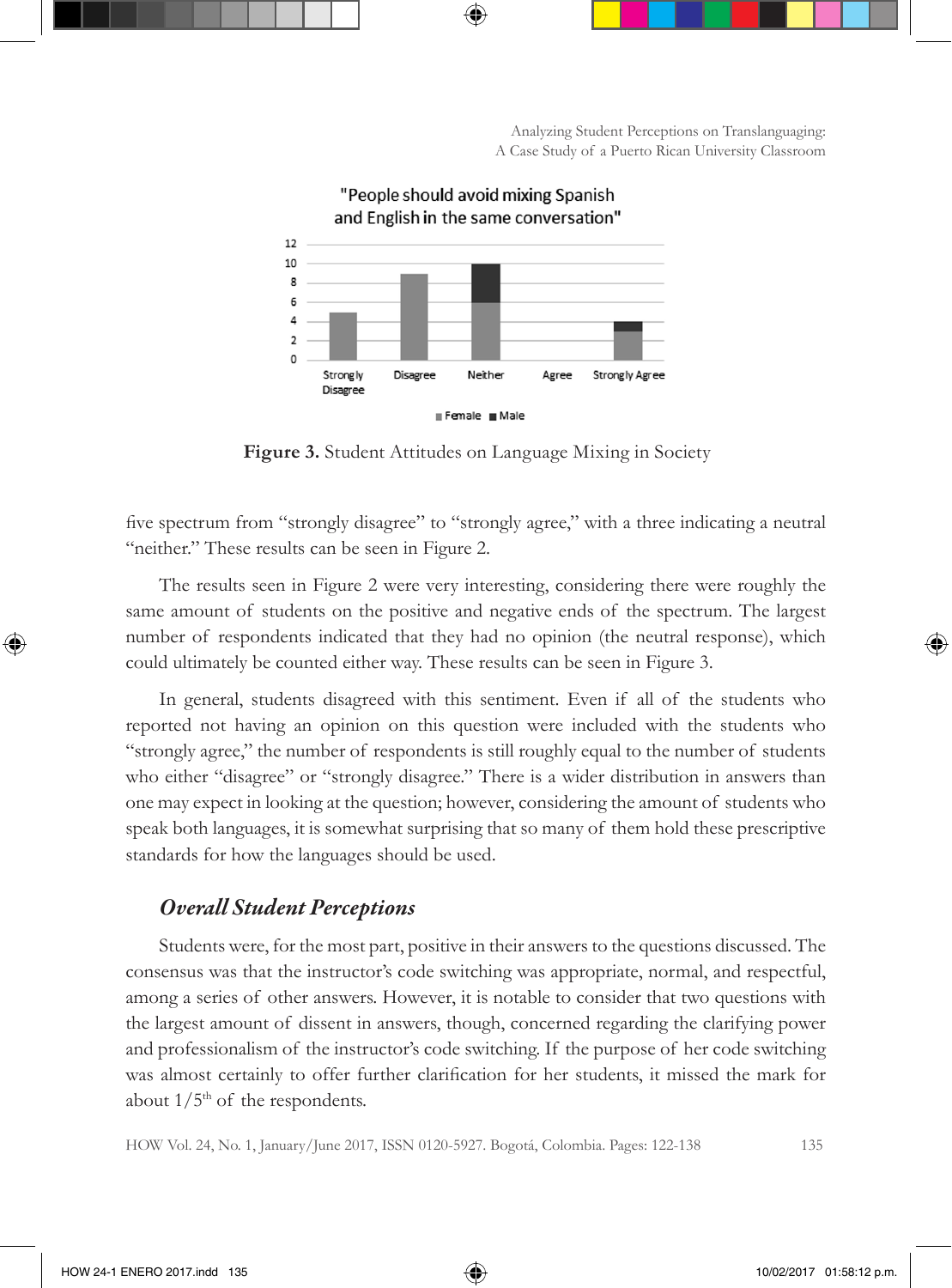"People should avoid mixing Spanish and English in the same conversation"

**Figure 3.** Student Attitudes on Language Mixing in Society

five spectrum from "strongly disagree" to "strongly agree," with a three indicating a neutral "neither." These results can be seen in Figure 2.

The results seen in Figure 2 were very interesting, considering there were roughly the same amount of students on the positive and negative ends of the spectrum. The largest number of respondents indicated that they had no opinion (the neutral response), which could ultimately be counted either way. These results can be seen in Figure 3.

In general, students disagreed with this sentiment. Even if all of the students who reported not having an opinion on this question were included with the students who "strongly agree," the number of respondents is still roughly equal to the number of students who either "disagree" or "strongly disagree." There is a wider distribution in answers than one may expect in looking at the question; however, considering the amount of students who speak both languages, it is somewhat surprising that so many of them hold these prescriptive standards for how the languages should be used.

### *Overall Student Perceptions*

Students were, for the most part, positive in their answers to the questions discussed. The consensus was that the instructor's code switching was appropriate, normal, and respectful, among a series of other answers. However, it is notable to consider that two questions with the largest amount of dissent in answers, though, concerned regarding the clarifying power and professionalism of the instructor's code switching. If the purpose of her code switching was almost certainly to offer further clarification for her students, it missed the mark for about 1/5th of the respondents.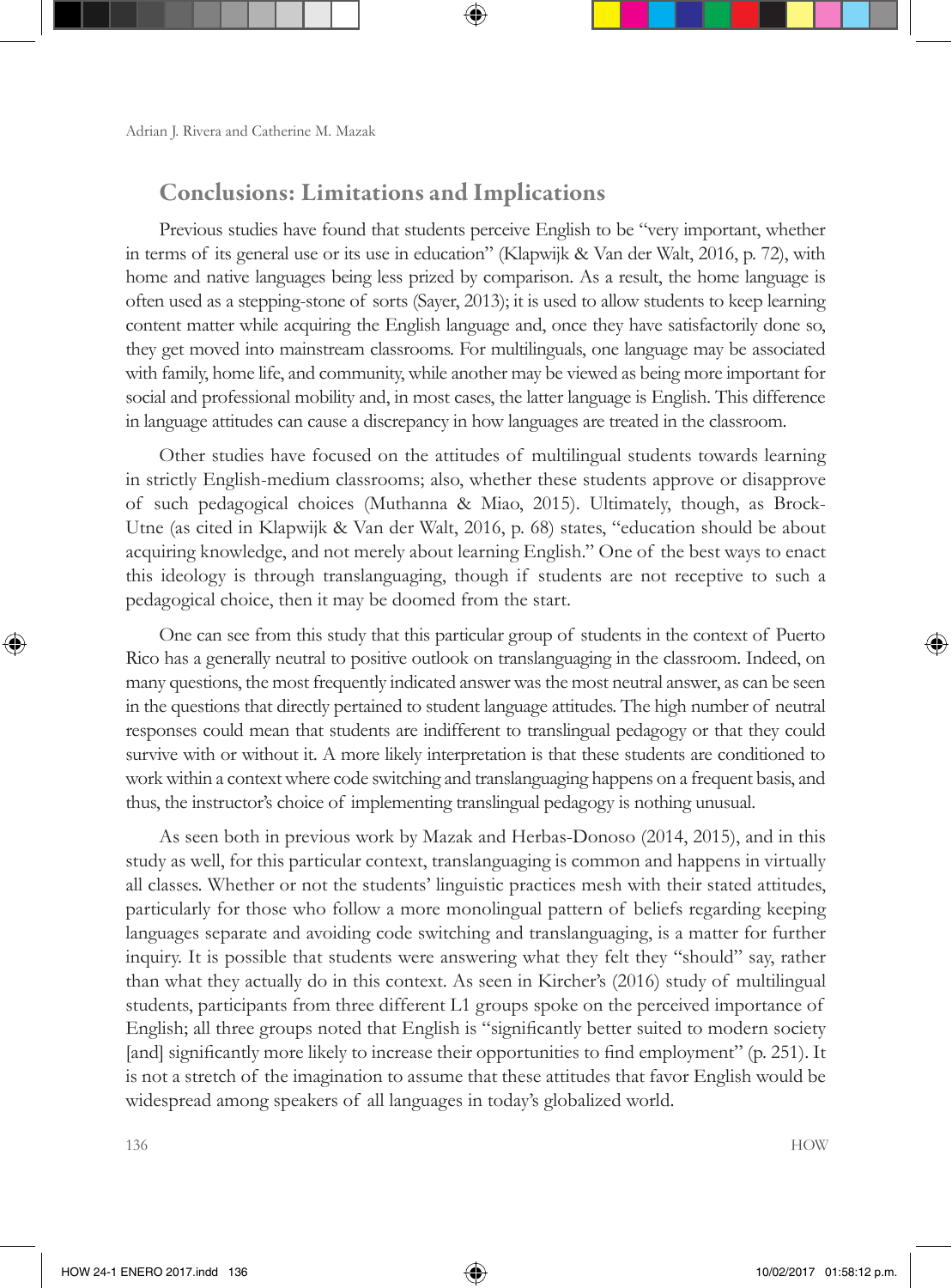## Conclusions: Limitations and Implications

Previous studies have found that students perceive English to be "very important, whether in terms of its general use or its use in education" (Klapwijk & Van der Walt, 2016, p. 72), with home and native languages being less prized by comparison. As a result, the home language is often used as a stepping-stone of sorts (Sayer, 2013); it is used to allow students to keep learning content matter while acquiring the English language and, once they have satisfactorily done so, they get moved into mainstream classrooms. For multilinguals, one language may be associated with family, home life, and community, while another may be viewed as being more important for social and professional mobility and, in most cases, the latter language is English. This difference in language attitudes can cause a discrepancy in how languages are treated in the classroom.

Other studies have focused on the attitudes of multilingual students towards learning in strictly English-medium classrooms; also, whether these students approve or disapprove of such pedagogical choices (Muthanna & Miao, 2015). Ultimately, though, as Brock-Utne (as cited in Klapwijk & Van der Walt, 2016, p. 68) states, "education should be about acquiring knowledge, and not merely about learning English." One of the best ways to enact this ideology is through translanguaging, though if students are not receptive to such a pedagogical choice, then it may be doomed from the start.

One can see from this study that this particular group of students in the context of Puerto Rico has a generally neutral to positive outlook on translanguaging in the classroom. Indeed, on many questions, the most frequently indicated answer was the most neutral answer, as can be seen in the questions that directly pertained to student language attitudes. The high number of neutral responses could mean that students are indifferent to translingual pedagogy or that they could survive with or without it. A more likely interpretation is that these students are conditioned to work within a context where code switching and translanguaging happens on a frequent basis, and thus, the instructor's choice of implementing translingual pedagogy is nothing unusual.

As seen both in previous work by Mazak and Herbas-Donoso (2014, 2015), and in this study as well, for this particular context, translanguaging is common and happens in virtually all classes. Whether or not the students' linguistic practices mesh with their stated attitudes, particularly for those who follow a more monolingual pattern of beliefs regarding keeping languages separate and avoiding code switching and translanguaging, is a matter for further inquiry. It is possible that students were answering what they felt they "should" say, rather than what they actually do in this context. As seen in Kircher's (2016) study of multilingual students, participants from three different L1 groups spoke on the perceived importance of English; all three groups noted that English is "significantly better suited to modern society [and] significantly more likely to increase their opportunities to find employment" (p. 251). It is not a stretch of the imagination to assume that these attitudes that favor English would be widespread among speakers of all languages in today's globalized world.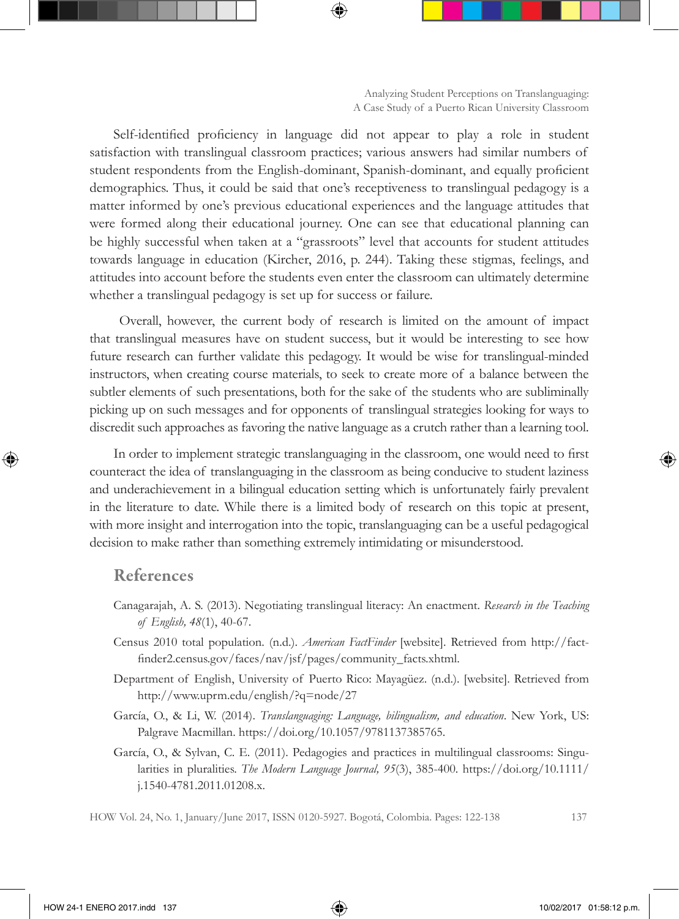Self-identified proficiency in language did not appear to play a role in student satisfaction with translingual classroom practices; various answers had similar numbers of student respondents from the English-dominant, Spanish-dominant, and equally proficient demographics. Thus, it could be said that one's receptiveness to translingual pedagogy is a matter informed by one's previous educational experiences and the language attitudes that were formed along their educational journey. One can see that educational planning can be highly successful when taken at a "grassroots" level that accounts for student attitudes towards language in education (Kircher, 2016, p. 244). Taking these stigmas, feelings, and attitudes into account before the students even enter the classroom can ultimately determine whether a translingual pedagogy is set up for success or failure.

Overall, however, the current body of research is limited on the amount of impact that translingual measures have on student success, but it would be interesting to see how future research can further validate this pedagogy. It would be wise for translingual-minded instructors, when creating course materials, to seek to create more of a balance between the subtler elements of such presentations, both for the sake of the students who are subliminally picking up on such messages and for opponents of translingual strategies looking for ways to discredit such approaches as favoring the native language as a crutch rather than a learning tool.

In order to implement strategic translanguaging in the classroom, one would need to first counteract the idea of translanguaging in the classroom as being conducive to student laziness and underachievement in a bilingual education setting which is unfortunately fairly prevalent in the literature to date. While there is a limited body of research on this topic at present, with more insight and interrogation into the topic, translanguaging can be a useful pedagogical decision to make rather than something extremely intimidating or misunderstood.

## References

Canagarajah, A. S. (2013). Negotiating translingual literacy: An enactment. *Research in the Teaching of English, 48*(1), 40-67.

Census 2010 total population. (n.d.). *American FactFinder* [website]. Retrieved from http://factfinder2.census.gov/faces/nav/jsf/pages/community_facts.xhtml.

Department of English, University of Puerto Rico: Mayagüez. (n.d.). [website]. Retrieved from http://www.uprm.edu/english/?q=node/27

García, O., & Li, W. (2014). *Translanguaging: Language, bilingualism, and education*. New York, US: Palgrave Macmillan. https://doi.org/10.1057/9781137385765.

García, O., & Sylvan, C. E. (2011). Pedagogies and practices in multilingual classrooms: Singularities in pluralities. *The Modern Language Journal, 95*(3), 385-400. https://doi.org/10.1111/j.1540-4781.2011.01208.x.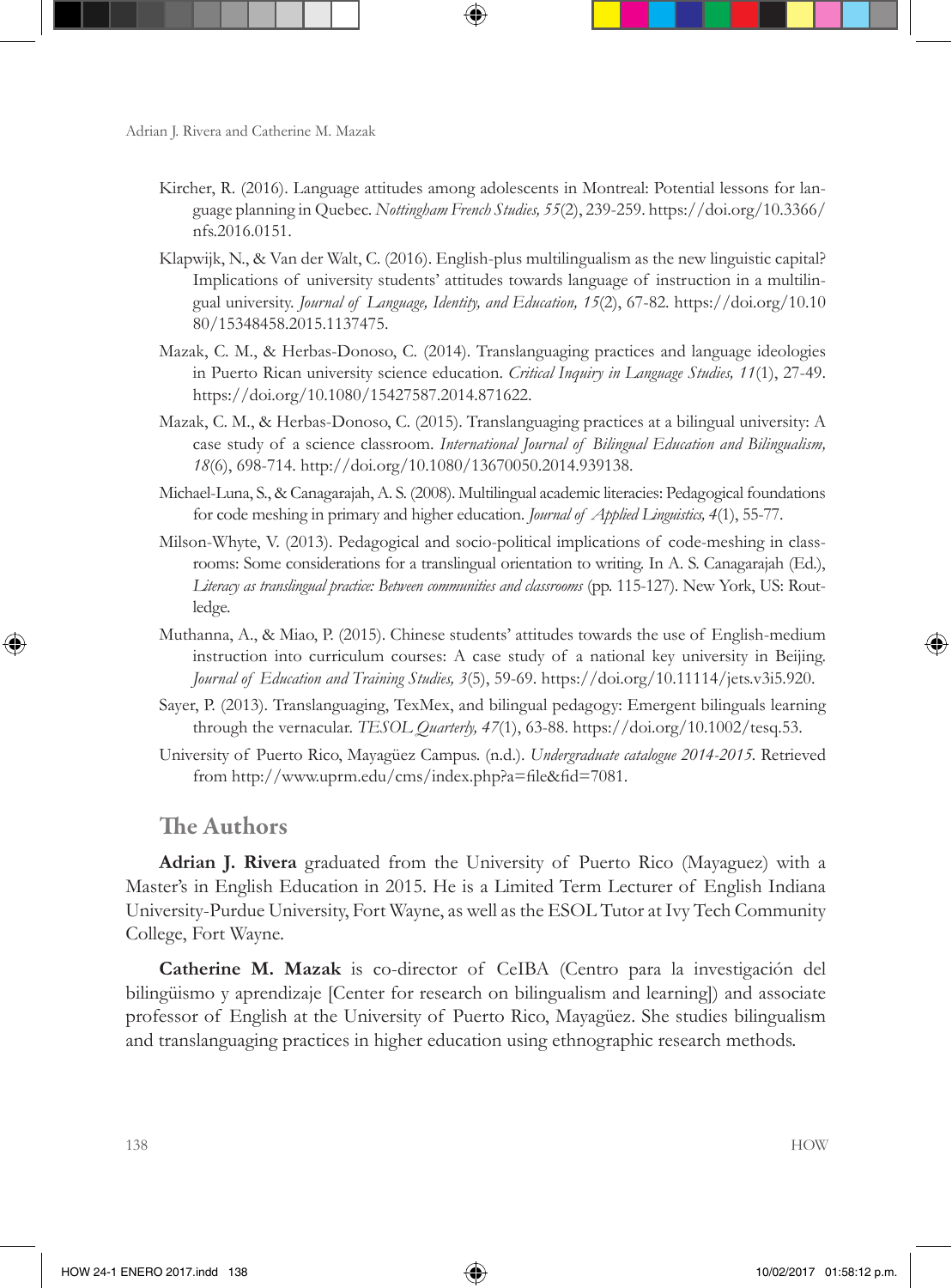Kircher, R. (2016). Language attitudes among adolescents in Montreal: Potential lessons for language planning in Quebec. *Nottingham French Studies, 55*(2), 239-259. https://doi.org/10.3366/nfs.2016.0151.

Klapwijk, N., & Van der Walt, C. (2016). English-plus multilingualism as the new linguistic capital? Implications of university students' attitudes towards language of instruction in a multilingual university. *Journal of Language, Identity, and Education, 15*(2), 67-82. https://doi.org/10.1080/15348458.2015.1137475.

Mazak, C. M., & Herbas-Donoso, C. (2014). Translanguaging practices and language ideologies in Puerto Rican university science education. *Critical Inquiry in Language Studies, 11*(1), 27-49. https://doi.org/10.1080/15427587.2014.871622.

Mazak, C. M., & Herbas-Donoso, C. (2015). Translanguaging practices at a bilingual university: A case study of a science classroom. *International Journal of Bilingual Education and Bilingualism, 18*(6), 698-714. http://doi.org/10.1080/13670050.2014.939138.

Michael-Luna, S., & Canagarajah, A. S. (2008). Multilingual academic literacies: Pedagogical foundations for code meshing in primary and higher education. *Journal of Applied Linguistics, 4*(1), 55-77.

Milson-Whyte, V. (2013). Pedagogical and socio-political implications of code-meshing in classrooms: Some considerations for a translingual orientation to writing. In A. S. Canagarajah (Ed.), *Literacy as translingual practice: Between communities and classrooms* (pp. 115-127). New York, US: Routledge.

Muthanna, A., & Miao, P. (2015). Chinese students' attitudes towards the use of English-medium instruction into curriculum courses: A case study of a national key university in Beijing. *Journal of Education and Training Studies, 3*(5), 59-69. https://doi.org/10.11114/jets.v3i5.920.

Sayer, P. (2013). Translanguaging, TexMex, and bilingual pedagogy: Emergent bilinguals learning through the vernacular. *TESOL Quarterly, 47*(1), 63-88. https://doi.org/10.1002/tesq.53.

University of Puerto Rico, Mayagüez Campus. (n.d.). *Undergraduate catalogue 2014-2015*. Retrieved from http://www.uprm.edu/cms/index.php?a=file&fid=7081.

## The Authors

**Adrian J. Rivera** graduated from the University of Puerto Rico (Mayaguez) with a Master's in English Education in 2015. He is a Limited Term Lecturer of English Indiana University-Purdue University, Fort Wayne, as well as the ESOL Tutor at Ivy Tech Community College, Fort Wayne.

**Catherine M. Mazak** is co-director of CeIBA (Centro para la investigación del bilingüismo y aprendizaje [Center for research on bilingualism and learning]) and associate professor of English at the University of Puerto Rico, Mayagüez. She studies bilingualism and translanguaging practices in higher education using ethnographic research methods.